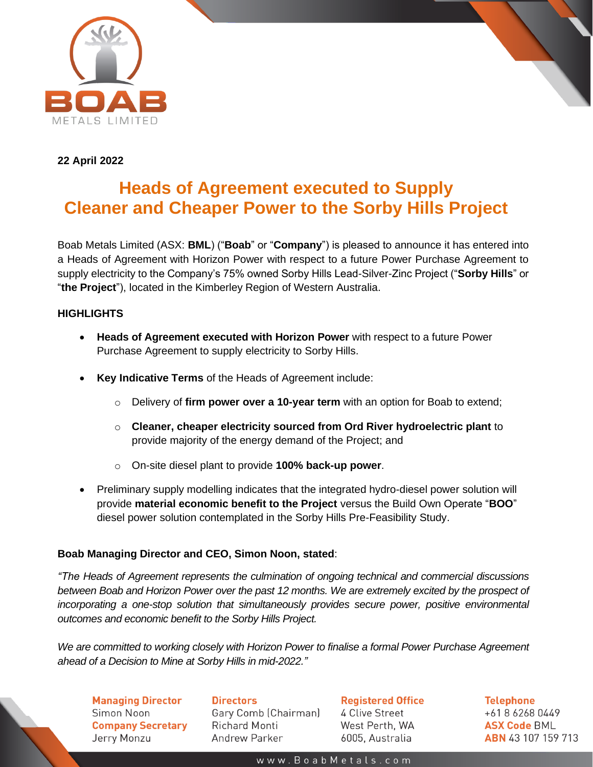**22 April 2022**

# Heads of Agreement executed to Supply Cleaner and Cheaper Power to the Sorby Hills Project

Boab Metals Limited (ASX: **BML**) ("**Boab**" or "**Company**") is pleased to announce it has entered into a Heads of Agreement with Horizon Power with respect to a future Power Purchase Agreement to supply electricity to the Company's 75% owned Sorby Hills Lead-Silver-Zinc Project ("**Sorby Hills**" or "**the Project**"), located in the Kimberley Region of Western Australia.

## HIGHLIGHTS

- **Heads of Agreement executed with Horizon Power** with respect to a future Power Purchase Agreement to supply electricity to Sorby Hills.
- **Key Indicative Terms** of the Heads of Agreement include:
  - Delivery of **firm power over a 10-year term** with an option for Boab to extend;
  - **Cleaner, cheaper electricity sourced from Ord River hydroelectric plant** to provide majority of the energy demand of the Project; and
  - On-site diesel plant to provide **100% back-up power**.
- Preliminary supply modelling indicates that the integrated hydro-diesel power solution will provide **material economic benefit to the Project** versus the Build Own Operate "**BOO**" diesel power solution contemplated in the Sorby Hills Pre-Feasibility Study.

**Boab Managing Director and CEO, Simon Noon, stated**:

*"The Heads of Agreement represents the culmination of ongoing technical and commercial discussions between Boab and Horizon Power over the past 12 months. We are extremely excited by the prospect of incorporating a one-stop solution that simultaneously provides secure power, positive environmental outcomes and economic benefit to the Sorby Hills Project.*

*We are committed to working closely with Horizon Power to finalise a formal Power Purchase Agreement ahead of a Decision to Mine at Sorby Hills in mid-2022."*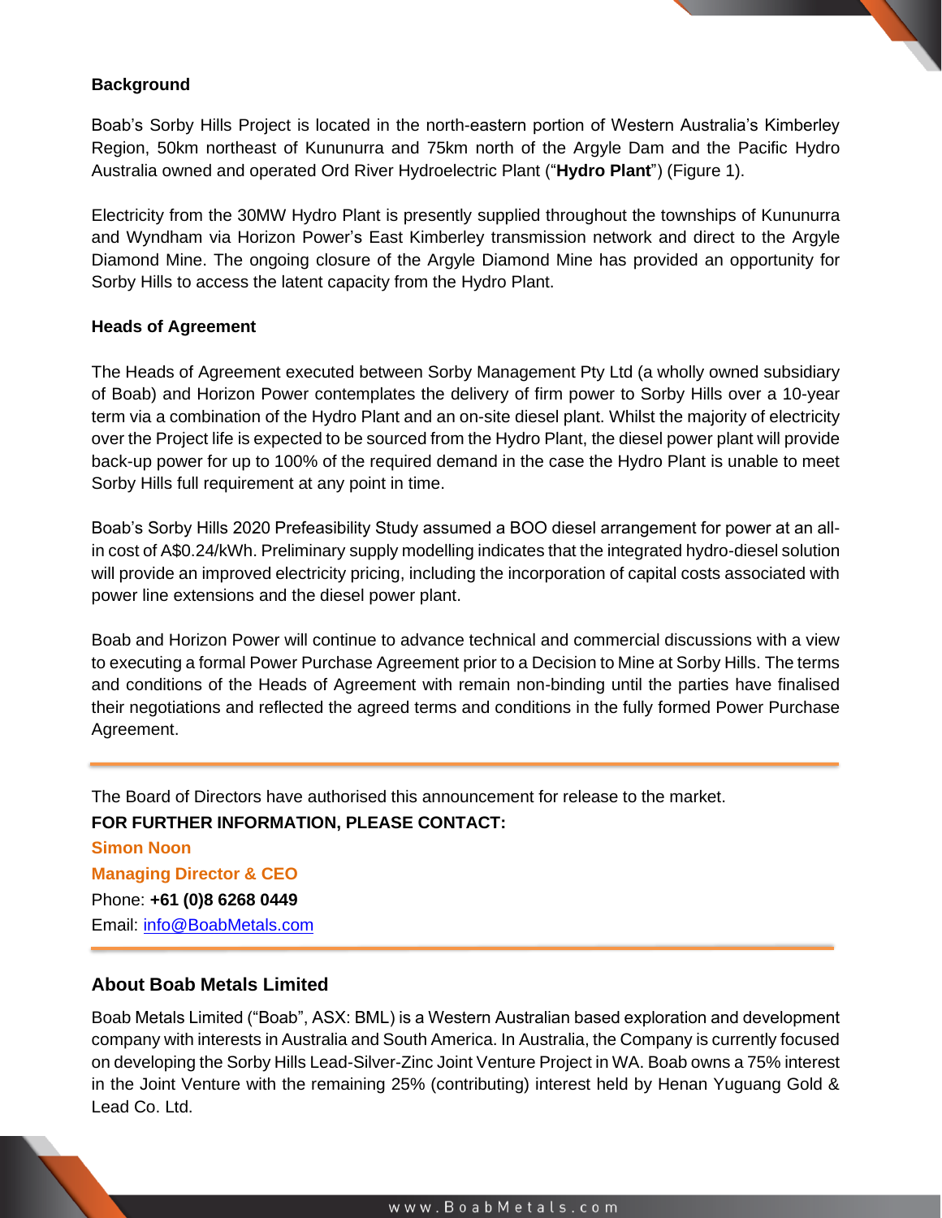**Background**

Boab's Sorby Hills Project is located in the north-eastern portion of Western Australia's Kimberley Region, 50km northeast of Kununurra and 75km north of the Argyle Dam and the Pacific Hydro Australia owned and operated Ord River Hydroelectric Plant ("**Hydro Plant**") (Figure 1).

Electricity from the 30MW Hydro Plant is presently supplied throughout the townships of Kununurra and Wyndham via Horizon Power's East Kimberley transmission network and direct to the Argyle Diamond Mine. The ongoing closure of the Argyle Diamond Mine has provided an opportunity for Sorby Hills to access the latent capacity from the Hydro Plant.

**Heads of Agreement**

The Heads of Agreement executed between Sorby Management Pty Ltd (a wholly owned subsidiary of Boab) and Horizon Power contemplates the delivery of firm power to Sorby Hills over a 10-year term via a combination of the Hydro Plant and an on-site diesel plant. Whilst the majority of electricity over the Project life is expected to be sourced from the Hydro Plant, the diesel power plant will provide back-up power for up to 100% of the required demand in the case the Hydro Plant is unable to meet Sorby Hills full requirement at any point in time.

Boab's Sorby Hills 2020 Prefeasibility Study assumed a BOO diesel arrangement for power at an all-in cost of A$0.24/kWh. Preliminary supply modelling indicates that the integrated hydro-diesel solution will provide an improved electricity pricing, including the incorporation of capital costs associated with power line extensions and the diesel power plant.

Boab and Horizon Power will continue to advance technical and commercial discussions with a view to executing a formal Power Purchase Agreement prior to a Decision to Mine at Sorby Hills. The terms and conditions of the Heads of Agreement with remain non-binding until the parties have finalised their negotiations and reflected the agreed terms and conditions in the fully formed Power Purchase Agreement.

---

The Board of Directors have authorised this announcement for release to the market.

**FOR FURTHER INFORMATION, PLEASE CONTACT:**

**Simon Noon**
**Managing Director & CEO**
Phone: **+61 (0)8 6268 0449**
Email: info@BoabMetals.com

---

### About Boab Metals Limited

Boab Metals Limited ("Boab", ASX: BML) is a Western Australian based exploration and development company with interests in Australia and South America. In Australia, the Company is currently focused on developing the Sorby Hills Lead-Silver-Zinc Joint Venture Project in WA. Boab owns a 75% interest in the Joint Venture with the remaining 25% (contributing) interest held by Henan Yuguang Gold & Lead Co. Ltd.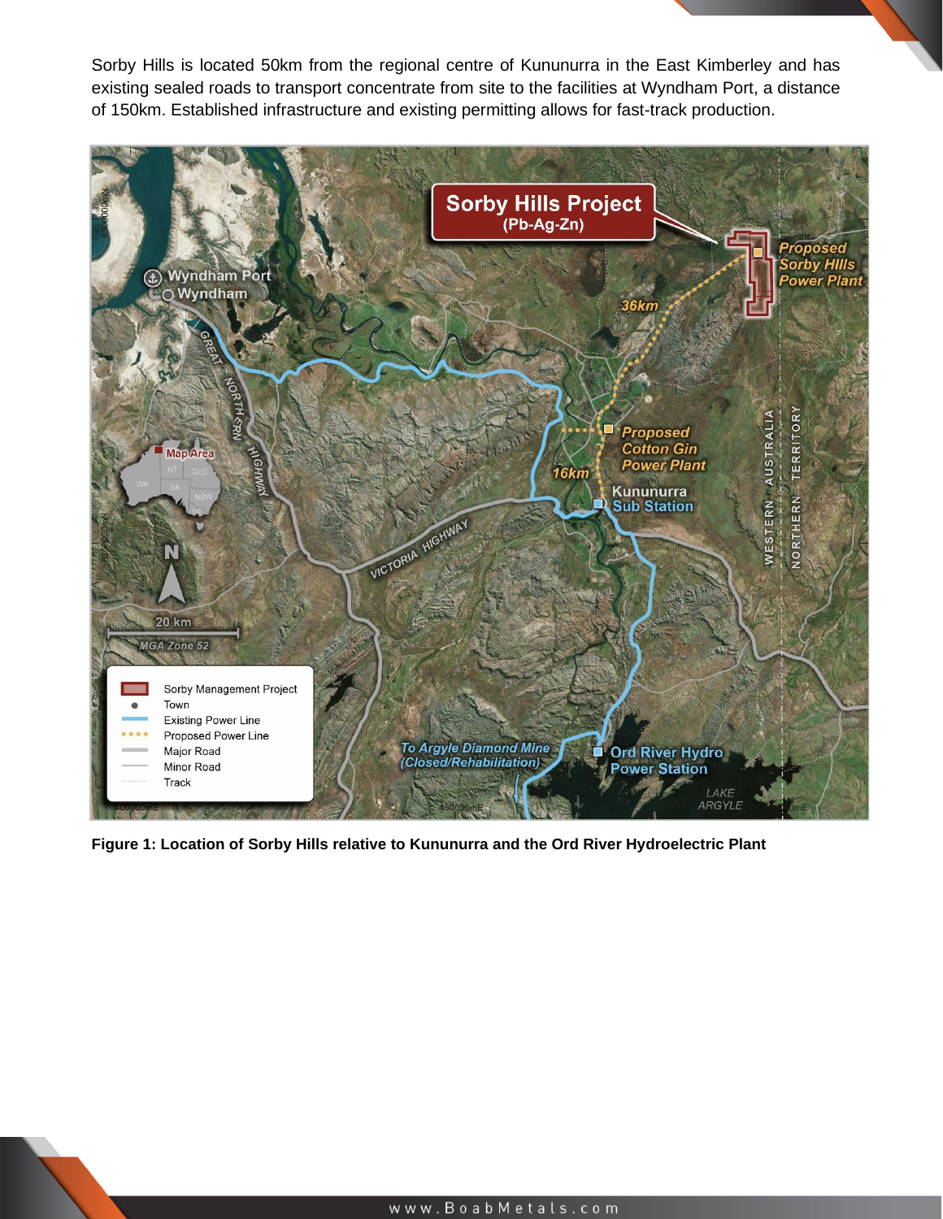Sorby Hills is located 50km from the regional centre of Kununurra in the East Kimberley and has existing sealed roads to transport concentrate from site to the facilities at Wyndham Port, a distance of 150km. Established infrastructure and existing permitting allows for fast-track production.

Sorby Hills Project
(Pb-Ag-Zn)

Proposed Sorby Hills Power Plant

36km

Wyndham Port

Wyndham

GREAT NORTHERN HIGHWAY

Proposed Cotton Gin Power Plant

16km

Kununurra Sub Station

VICTORIA HIGHWAY

WESTERN AUSTRALIA

NORTHERN TERRITORY

Map Area

N

20 km

MGA Zone 52

Sorby Management Project

Town

Existing Power Line

Proposed Power Line

Major Road

Minor Road

Track

To Argyle Diamond Mine (Closed/Rehabilitation)

Ord River Hydro Power Station

LAKE ARGYLE

**Figure 1: Location of Sorby Hills relative to Kununurra and the Ord River Hydroelectric Plant**